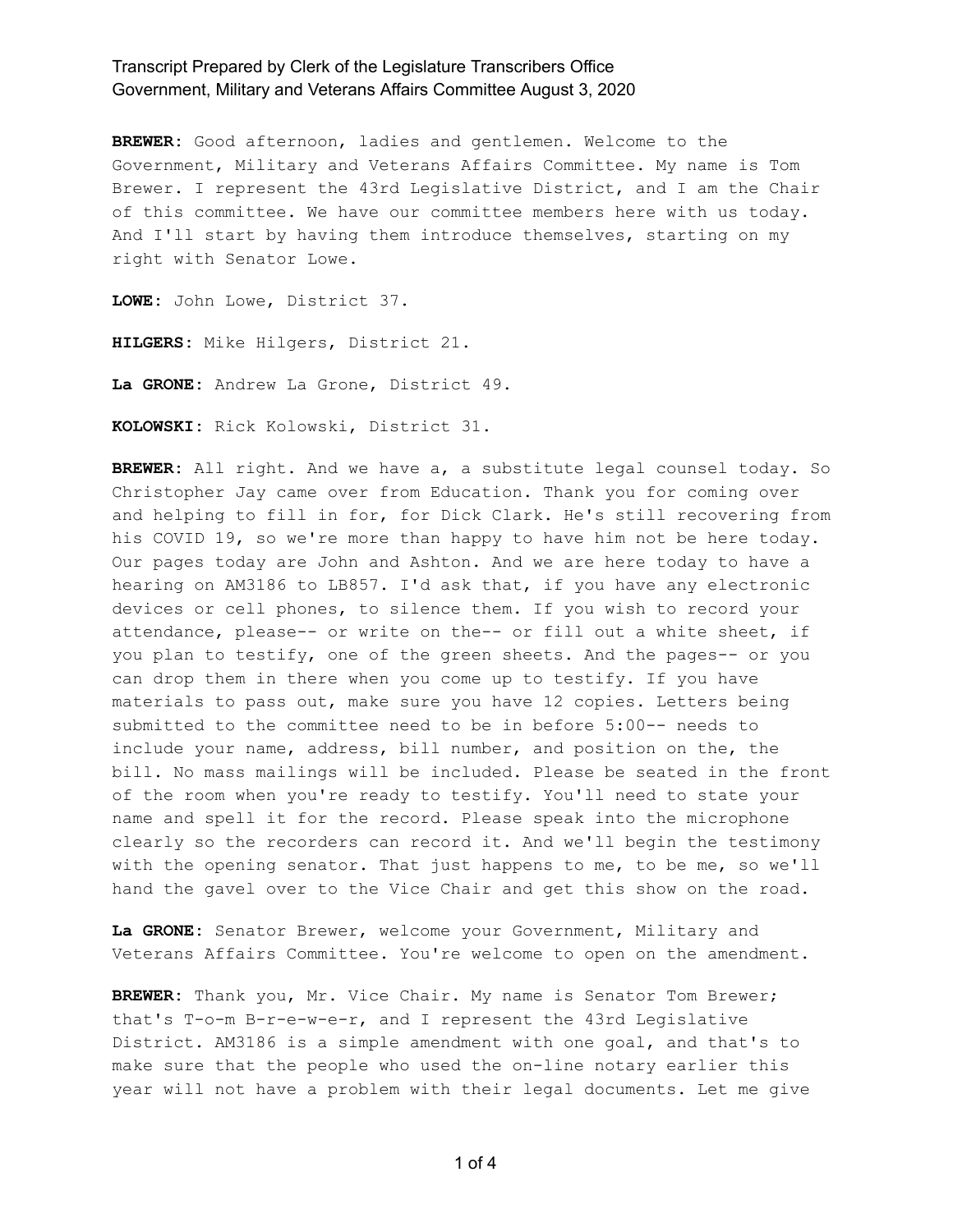**BREWER:** Good afternoon, ladies and gentlemen. Welcome to the Government, Military and Veterans Affairs Committee. My name is Tom Brewer. I represent the 43rd Legislative District, and I am the Chair of this committee. We have our committee members here with us today. And I'll start by having them introduce themselves, starting on my right with Senator Lowe.

**LOWE:** John Lowe, District 37.

**HILGERS:** Mike Hilgers, District 21.

**La GRONE:** Andrew La Grone, District 49.

**KOLOWSKI:** Rick Kolowski, District 31.

**BREWER:** All right. And we have a, a substitute legal counsel today. So Christopher Jay came over from Education. Thank you for coming over and helping to fill in for, for Dick Clark. He's still recovering from his COVID 19, so we're more than happy to have him not be here today. Our pages today are John and Ashton. And we are here today to have a hearing on AM3186 to LB857. I'd ask that, if you have any electronic devices or cell phones, to silence them. If you wish to record your attendance, please-- or write on the-- or fill out a white sheet, if you plan to testify, one of the green sheets. And the pages-- or you can drop them in there when you come up to testify. If you have materials to pass out, make sure you have 12 copies. Letters being submitted to the committee need to be in before 5:00-- needs to include your name, address, bill number, and position on the, the bill. No mass mailings will be included. Please be seated in the front of the room when you're ready to testify. You'll need to state your name and spell it for the record. Please speak into the microphone clearly so the recorders can record it. And we'll begin the testimony with the opening senator. That just happens to me, to be me, so we'll hand the gavel over to the Vice Chair and get this show on the road.

**La GRONE:** Senator Brewer, welcome your Government, Military and Veterans Affairs Committee. You're welcome to open on the amendment.

**BREWER:** Thank you, Mr. Vice Chair. My name is Senator Tom Brewer; that's T-o-m B-r-e-w-e-r, and I represent the 43rd Legislative District. AM3186 is a simple amendment with one goal, and that's to make sure that the people who used the on-line notary earlier this year will not have a problem with their legal documents. Let me give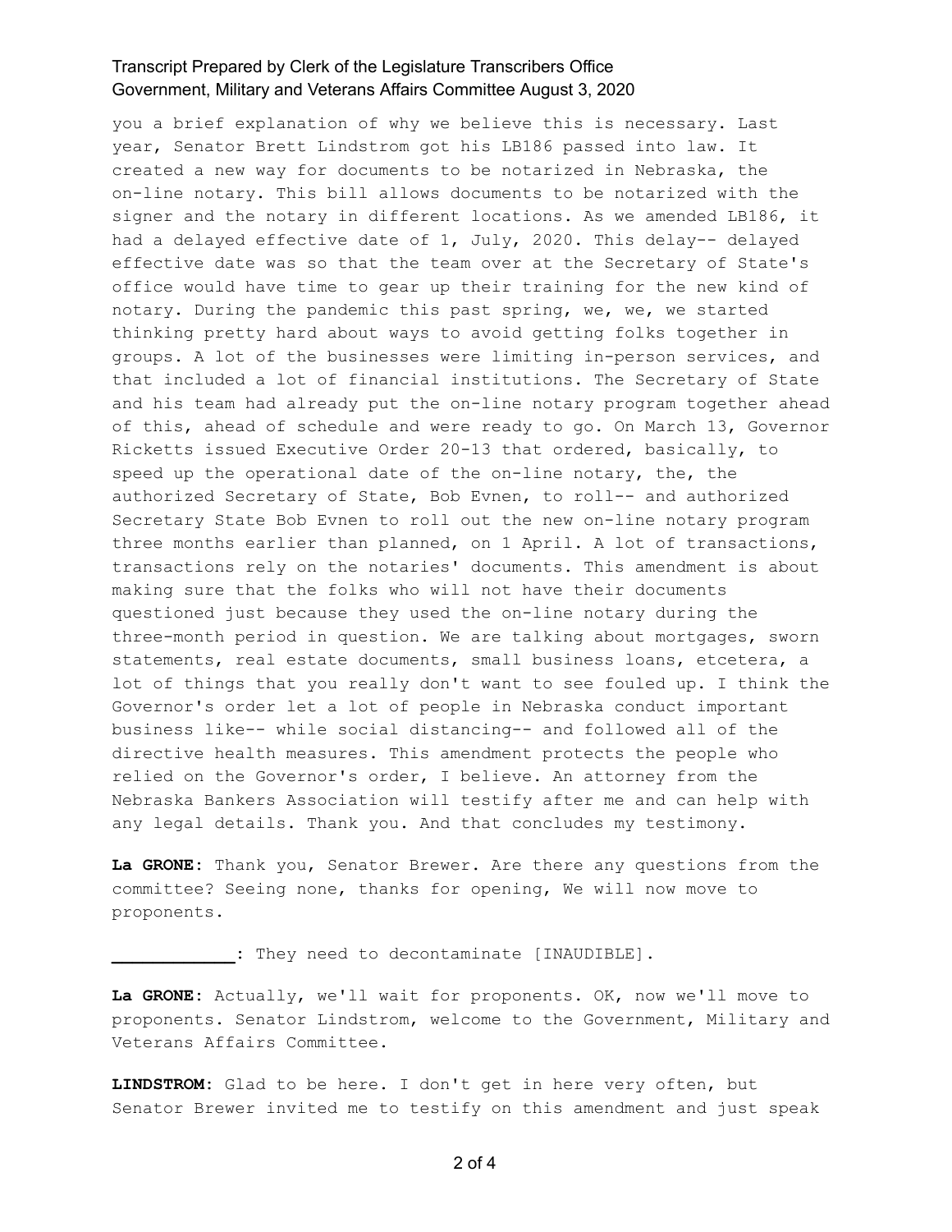you a brief explanation of why we believe this is necessary. Last year, Senator Brett Lindstrom got his LB186 passed into law. It created a new way for documents to be notarized in Nebraska, the on-line notary. This bill allows documents to be notarized with the signer and the notary in different locations. As we amended LB186, it had a delayed effective date of 1, July, 2020. This delay-- delayed effective date was so that the team over at the Secretary of State's office would have time to gear up their training for the new kind of notary. During the pandemic this past spring, we, we, we started thinking pretty hard about ways to avoid getting folks together in groups. A lot of the businesses were limiting in-person services, and that included a lot of financial institutions. The Secretary of State and his team had already put the on-line notary program together ahead of this, ahead of schedule and were ready to go. On March 13, Governor Ricketts issued Executive Order 20-13 that ordered, basically, to speed up the operational date of the on-line notary, the, the authorized Secretary of State, Bob Evnen, to roll-- and authorized Secretary State Bob Evnen to roll out the new on-line notary program three months earlier than planned, on 1 April. A lot of transactions, transactions rely on the notaries' documents. This amendment is about making sure that the folks who will not have their documents questioned just because they used the on-line notary during the three-month period in question. We are talking about mortgages, sworn statements, real estate documents, small business loans, etcetera, a lot of things that you really don't want to see fouled up. I think the Governor's order let a lot of people in Nebraska conduct important business like-- while social distancing-- and followed all of the directive health measures. This amendment protects the people who relied on the Governor's order, I believe. An attorney from the Nebraska Bankers Association will testify after me and can help with any legal details. Thank you. And that concludes my testimony.

**La GRONE:** Thank you, Senator Brewer. Are there any questions from the committee? Seeing none, thanks for opening, We will now move to proponents.

**____________:** They need to decontaminate [INAUDIBLE].

**La GRONE:** Actually, we'll wait for proponents. OK, now we'll move to proponents. Senator Lindstrom, welcome to the Government, Military and Veterans Affairs Committee.

**LINDSTROM:** Glad to be here. I don't get in here very often, but Senator Brewer invited me to testify on this amendment and just speak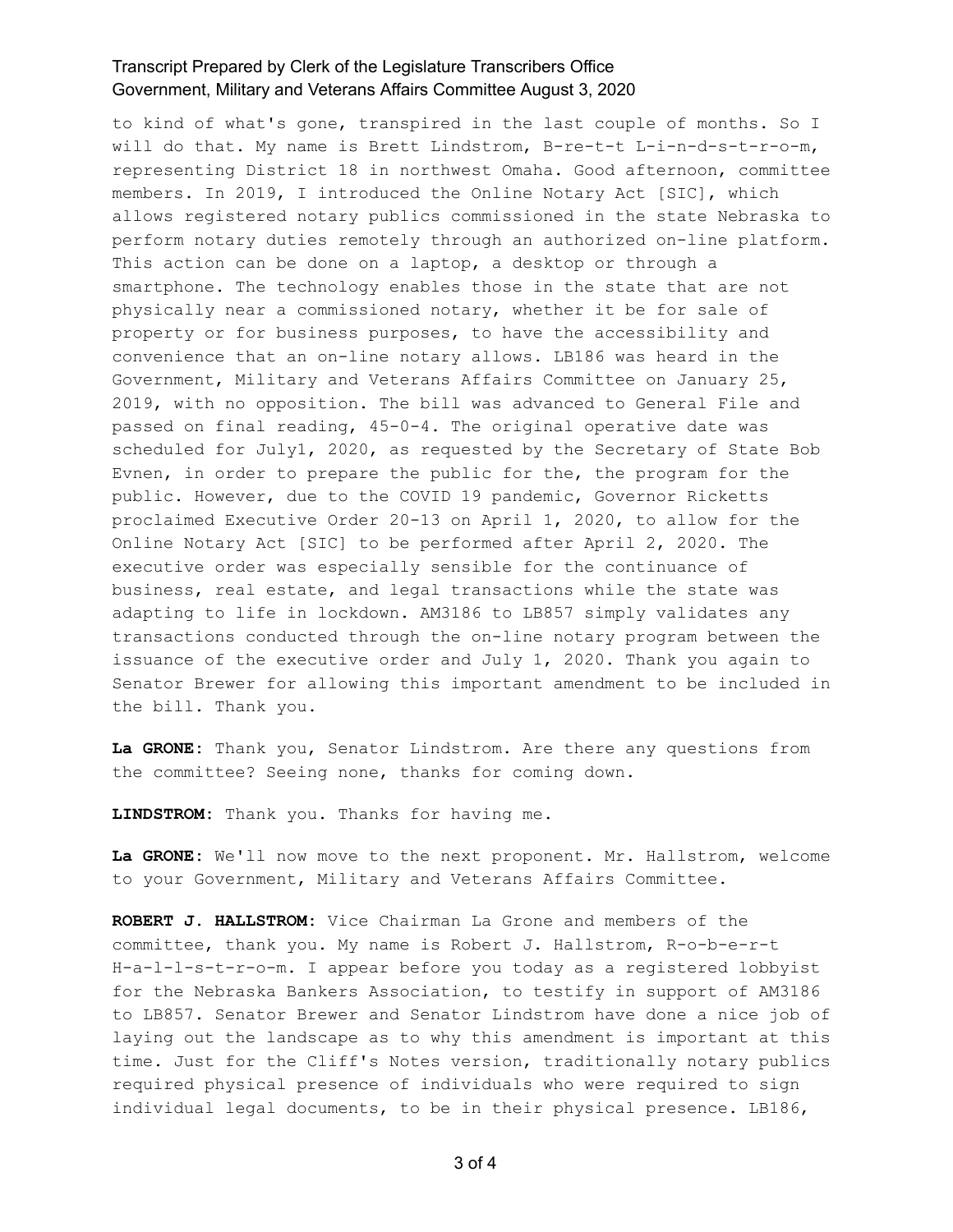to kind of what's gone, transpired in the last couple of months. So I will do that. My name is Brett Lindstrom, B-re-t-t L-i-n-d-s-t-r-o-m, representing District 18 in northwest Omaha. Good afternoon, committee members. In 2019, I introduced the Online Notary Act [SIC], which allows registered notary publics commissioned in the state Nebraska to perform notary duties remotely through an authorized on-line platform. This action can be done on a laptop, a desktop or through a smartphone. The technology enables those in the state that are not physically near a commissioned notary, whether it be for sale of property or for business purposes, to have the accessibility and convenience that an on-line notary allows. LB186 was heard in the Government, Military and Veterans Affairs Committee on January 25, 2019, with no opposition. The bill was advanced to General File and passed on final reading, 45-0-4. The original operative date was scheduled for July1, 2020, as requested by the Secretary of State Bob Evnen, in order to prepare the public for the, the program for the public. However, due to the COVID 19 pandemic, Governor Ricketts proclaimed Executive Order 20-13 on April 1, 2020, to allow for the Online Notary Act [SIC] to be performed after April 2, 2020. The executive order was especially sensible for the continuance of business, real estate, and legal transactions while the state was adapting to life in lockdown. AM3186 to LB857 simply validates any transactions conducted through the on-line notary program between the issuance of the executive order and July 1, 2020. Thank you again to Senator Brewer for allowing this important amendment to be included in the bill. Thank you.

**La GRONE:** Thank you, Senator Lindstrom. Are there any questions from the committee? Seeing none, thanks for coming down.

**LINDSTROM:** Thank you. Thanks for having me.

**La GRONE:** We'll now move to the next proponent. Mr. Hallstrom, welcome to your Government, Military and Veterans Affairs Committee.

**ROBERT J. HALLSTROM:** Vice Chairman La Grone and members of the committee, thank you. My name is Robert J. Hallstrom, R-o-b-e-r-t H-a-l-l-s-t-r-o-m. I appear before you today as a registered lobbyist for the Nebraska Bankers Association, to testify in support of AM3186 to LB857. Senator Brewer and Senator Lindstrom have done a nice job of laying out the landscape as to why this amendment is important at this time. Just for the Cliff's Notes version, traditionally notary publics required physical presence of individuals who were required to sign individual legal documents, to be in their physical presence. LB186,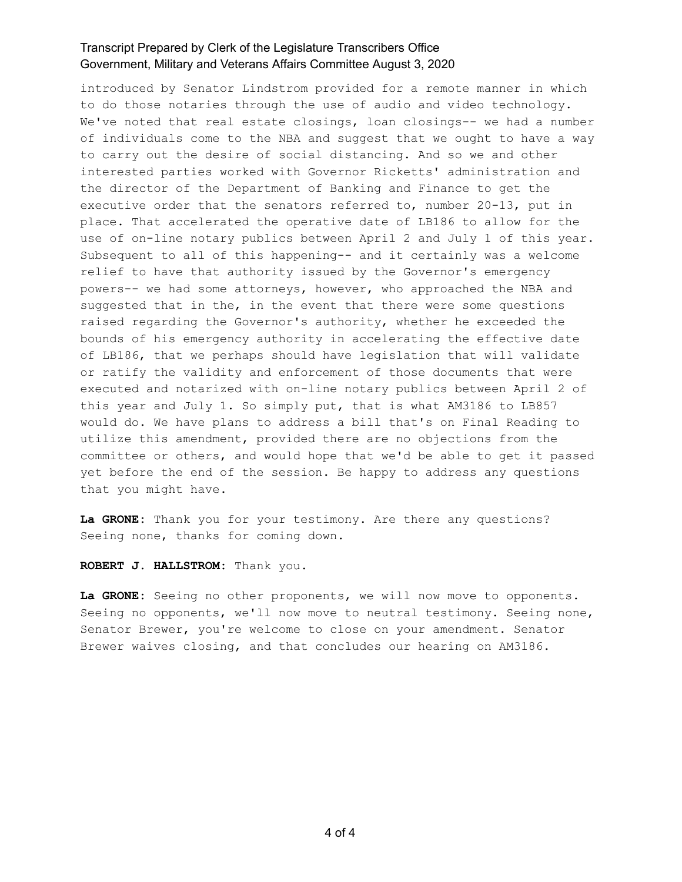introduced by Senator Lindstrom provided for a remote manner in which to do those notaries through the use of audio and video technology. We've noted that real estate closings, loan closings-- we had a number of individuals come to the NBA and suggest that we ought to have a way to carry out the desire of social distancing. And so we and other interested parties worked with Governor Ricketts' administration and the director of the Department of Banking and Finance to get the executive order that the senators referred to, number 20-13, put in place. That accelerated the operative date of LB186 to allow for the use of on-line notary publics between April 2 and July 1 of this year. Subsequent to all of this happening-- and it certainly was a welcome relief to have that authority issued by the Governor's emergency powers-- we had some attorneys, however, who approached the NBA and suggested that in the, in the event that there were some questions raised regarding the Governor's authority, whether he exceeded the bounds of his emergency authority in accelerating the effective date of LB186, that we perhaps should have legislation that will validate or ratify the validity and enforcement of those documents that were executed and notarized with on-line notary publics between April 2 of this year and July 1. So simply put, that is what AM3186 to LB857 would do. We have plans to address a bill that's on Final Reading to utilize this amendment, provided there are no objections from the committee or others, and would hope that we'd be able to get it passed yet before the end of the session. Be happy to address any questions that you might have.

**La GRONE:** Thank you for your testimony. Are there any questions? Seeing none, thanks for coming down.

**ROBERT J. HALLSTROM:** Thank you.

**La GRONE:** Seeing no other proponents, we will now move to opponents. Seeing no opponents, we'll now move to neutral testimony. Seeing none, Senator Brewer, you're welcome to close on your amendment. Senator Brewer waives closing, and that concludes our hearing on AM3186.